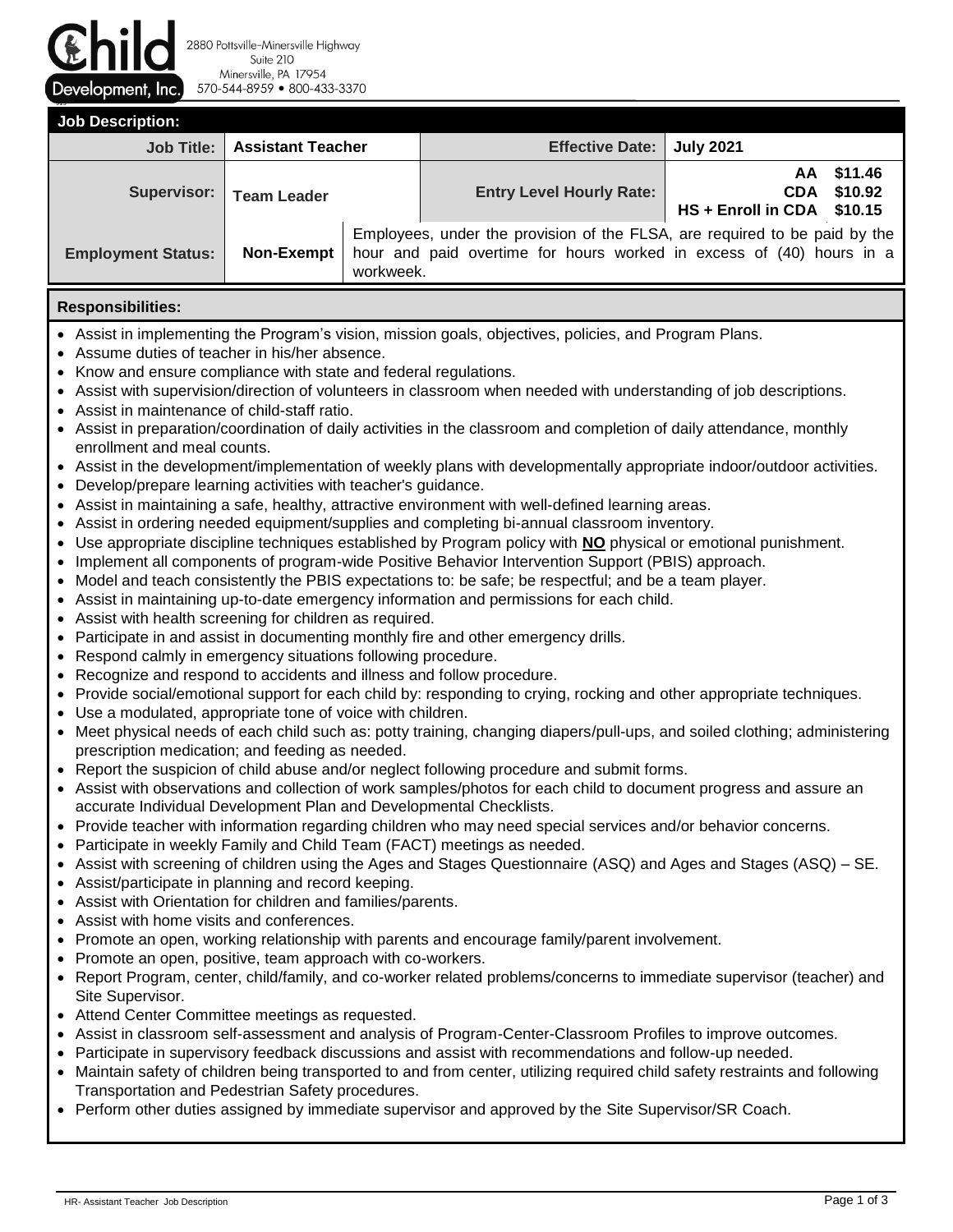**Child Development, Inc.**
2880 Pottsville-Minersville Highway
Suite 210
Minersville, PA 17954
570-544-8959 • 800-433-3370

## Job Description:

| | | | |
|---|---|---|---|
| **Job Title:** | **Assistant Teacher** | **Effective Date:** | **July 2021** |
| **Supervisor:** | **Team Leader** | **Entry Level Hourly Rate:** | **AA $11.46**<br>**CDA $10.92**<br>**HS + Enroll in CDA $10.15** |
| **Employment Status:** | **Non-Exempt** | Employees, under the provision of the FLSA, are required to be paid by the hour and paid overtime for hours worked in excess of (40) hours in a workweek. | |

## Responsibilities:

- Assist in implementing the Program's vision, mission goals, objectives, policies, and Program Plans.
- Assume duties of teacher in his/her absence.
- Know and ensure compliance with state and federal regulations.
- Assist with supervision/direction of volunteers in classroom when needed with understanding of job descriptions.
- Assist in maintenance of child-staff ratio.
- Assist in preparation/coordination of daily activities in the classroom and completion of daily attendance, monthly enrollment and meal counts.
- Assist in the development/implementation of weekly plans with developmentally appropriate indoor/outdoor activities.
- Develop/prepare learning activities with teacher's guidance.
- Assist in maintaining a safe, healthy, attractive environment with well-defined learning areas.
- Assist in ordering needed equipment/supplies and completing bi-annual classroom inventory.
- Use appropriate discipline techniques established by Program policy with **NO** physical or emotional punishment.
- Implement all components of program-wide Positive Behavior Intervention Support (PBIS) approach.
- Model and teach consistently the PBIS expectations to: be safe; be respectful; and be a team player.
- Assist in maintaining up-to-date emergency information and permissions for each child.
- Assist with health screening for children as required.
- Participate in and assist in documenting monthly fire and other emergency drills.
- Respond calmly in emergency situations following procedure.
- Recognize and respond to accidents and illness and follow procedure.
- Provide social/emotional support for each child by: responding to crying, rocking and other appropriate techniques.
- Use a modulated, appropriate tone of voice with children.
- Meet physical needs of each child such as: potty training, changing diapers/pull-ups, and soiled clothing; administering prescription medication; and feeding as needed.
- Report the suspicion of child abuse and/or neglect following procedure and submit forms.
- Assist with observations and collection of work samples/photos for each child to document progress and assure an accurate Individual Development Plan and Developmental Checklists.
- Provide teacher with information regarding children who may need special services and/or behavior concerns.
- Participate in weekly Family and Child Team (FACT) meetings as needed.
- Assist with screening of children using the Ages and Stages Questionnaire (ASQ) and Ages and Stages (ASQ) – SE.
- Assist/participate in planning and record keeping.
- Assist with Orientation for children and families/parents.
- Assist with home visits and conferences.
- Promote an open, working relationship with parents and encourage family/parent involvement.
- Promote an open, positive, team approach with co-workers.
- Report Program, center, child/family, and co-worker related problems/concerns to immediate supervisor (teacher) and Site Supervisor.
- Attend Center Committee meetings as requested.
- Assist in classroom self-assessment and analysis of Program-Center-Classroom Profiles to improve outcomes.
- Participate in supervisory feedback discussions and assist with recommendations and follow-up needed.
- Maintain safety of children being transported to and from center, utilizing required child safety restraints and following Transportation and Pedestrian Safety procedures.
- Perform other duties assigned by immediate supervisor and approved by the Site Supervisor/SR Coach.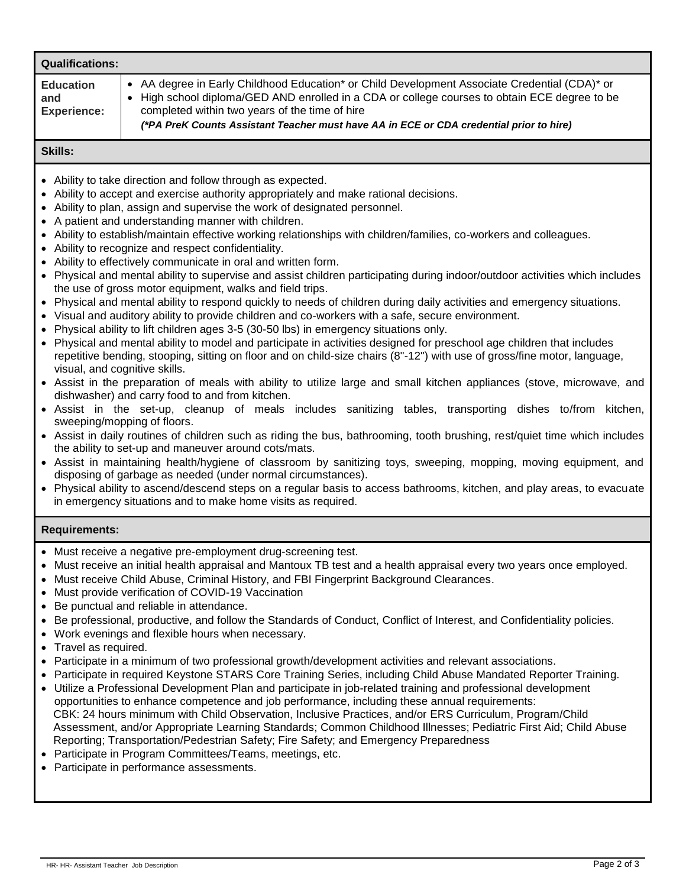## Qualifications:

| | |
|---|---|
| **Education and Experience:** | • AA degree in Early Childhood Education* or Child Development Associate Credential (CDA)* or<br>• High school diploma/GED AND enrolled in a CDA or college courses to obtain ECE degree to be completed within two years of the time of hire<br>***(*PA PreK Counts Assistant Teacher must have AA in ECE or CDA credential prior to hire)*** |

## Skills:

- Ability to take direction and follow through as expected.
- Ability to accept and exercise authority appropriately and make rational decisions.
- Ability to plan, assign and supervise the work of designated personnel.
- A patient and understanding manner with children.
- Ability to establish/maintain effective working relationships with children/families, co-workers and colleagues.
- Ability to recognize and respect confidentiality.
- Ability to effectively communicate in oral and written form.
- Physical and mental ability to supervise and assist children participating during indoor/outdoor activities which includes the use of gross motor equipment, walks and field trips.
- Physical and mental ability to respond quickly to needs of children during daily activities and emergency situations.
- Visual and auditory ability to provide children and co-workers with a safe, secure environment.
- Physical ability to lift children ages 3-5 (30-50 lbs) in emergency situations only.
- Physical and mental ability to model and participate in activities designed for preschool age children that includes repetitive bending, stooping, sitting on floor and on child-size chairs (8"-12") with use of gross/fine motor, language, visual, and cognitive skills.
- Assist in the preparation of meals with ability to utilize large and small kitchen appliances (stove, microwave, and dishwasher) and carry food to and from kitchen.
- Assist in the set-up, cleanup of meals includes sanitizing tables, transporting dishes to/from kitchen, sweeping/mopping of floors.
- Assist in daily routines of children such as riding the bus, bathrooming, tooth brushing, rest/quiet time which includes the ability to set-up and maneuver around cots/mats.
- Assist in maintaining health/hygiene of classroom by sanitizing toys, sweeping, mopping, moving equipment, and disposing of garbage as needed (under normal circumstances).
- Physical ability to ascend/descend steps on a regular basis to access bathrooms, kitchen, and play areas, to evacuate in emergency situations and to make home visits as required.

## Requirements:

- Must receive a negative pre-employment drug-screening test.
- Must receive an initial health appraisal and Mantoux TB test and a health appraisal every two years once employed.
- Must receive Child Abuse, Criminal History, and FBI Fingerprint Background Clearances.
- Must provide verification of COVID-19 Vaccination
- Be punctual and reliable in attendance.
- Be professional, productive, and follow the Standards of Conduct, Conflict of Interest, and Confidentiality policies.
- Work evenings and flexible hours when necessary.
- Travel as required.
- Participate in a minimum of two professional growth/development activities and relevant associations.
- Participate in required Keystone STARS Core Training Series, including Child Abuse Mandated Reporter Training.
- Utilize a Professional Development Plan and participate in job-related training and professional development opportunities to enhance competence and job performance, including these annual requirements:
  CBK: 24 hours minimum with Child Observation, Inclusive Practices, and/or ERS Curriculum, Program/Child Assessment, and/or Appropriate Learning Standards; Common Childhood Illnesses; Pediatric First Aid; Child Abuse Reporting; Transportation/Pedestrian Safety; Fire Safety; and Emergency Preparedness
- Participate in Program Committees/Teams, meetings, etc.
- Participate in performance assessments.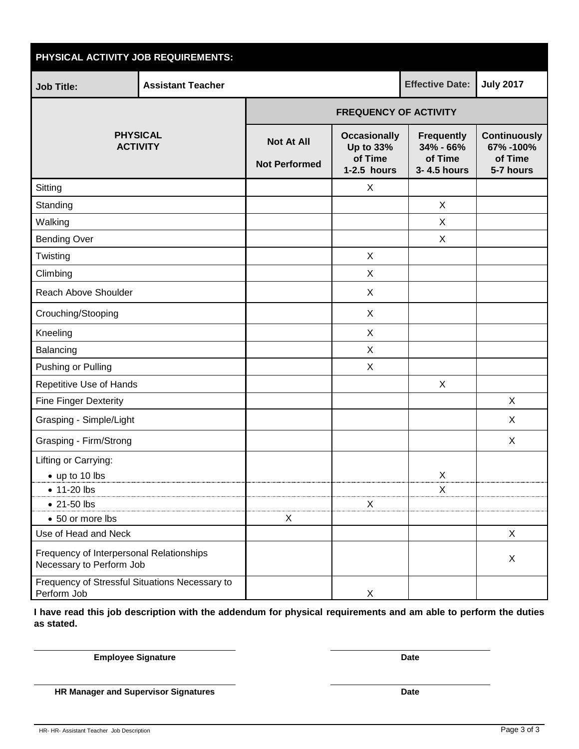## PHYSICAL ACTIVITY JOB REQUIREMENTS:

| | | | |
|---|---|---|---|
| **Job Title:** | **Assistant Teacher** | **Effective Date:** | **July 2017** |

| PHYSICAL ACTIVITY | FREQUENCY OF ACTIVITY | | | |
|---|---|---|---|---|
| | **Not At All** **Not Performed** | **Occasionally Up to 33% of Time 1-2.5 hours** | **Frequently 34% - 66% of Time 3- 4.5 hours** | **Continuously 67% -100% of Time 5-7 hours** |
| Sitting | | X | | |
| Standing | | | X | |
| Walking | | | X | |
| Bending Over | | | X | |
| Twisting | | X | | |
| Climbing | | X | | |
| Reach Above Shoulder | | X | | |
| Crouching/Stooping | | X | | |
| Kneeling | | X | | |
| Balancing | | X | | |
| Pushing or Pulling | | X | | |
| Repetitive Use of Hands | | | X | |
| Fine Finger Dexterity | | | | X |
| Grasping - Simple/Light | | | | X |
| Grasping - Firm/Strong | | | | X |
| Lifting or Carrying: | | | | |
| • up to 10 lbs | | | X | |
| • 11-20 lbs | | | X | |
| • 21-50 lbs | | X | | |
| • 50 or more lbs | X | | | |
| Use of Head and Neck | | | | X |
| Frequency of Interpersonal Relationships Necessary to Perform Job | | | | X |
| Frequency of Stressful Situations Necessary to Perform Job | | X | | |

**I have read this job description with the addendum for physical requirements and am able to perform the duties as stated.**

**Employee Signature** _______________ **Date** _______________

**HR Manager and Supervisor Signatures** _______________ **Date** _______________

HR- HR- Assistant Teacher Job Description